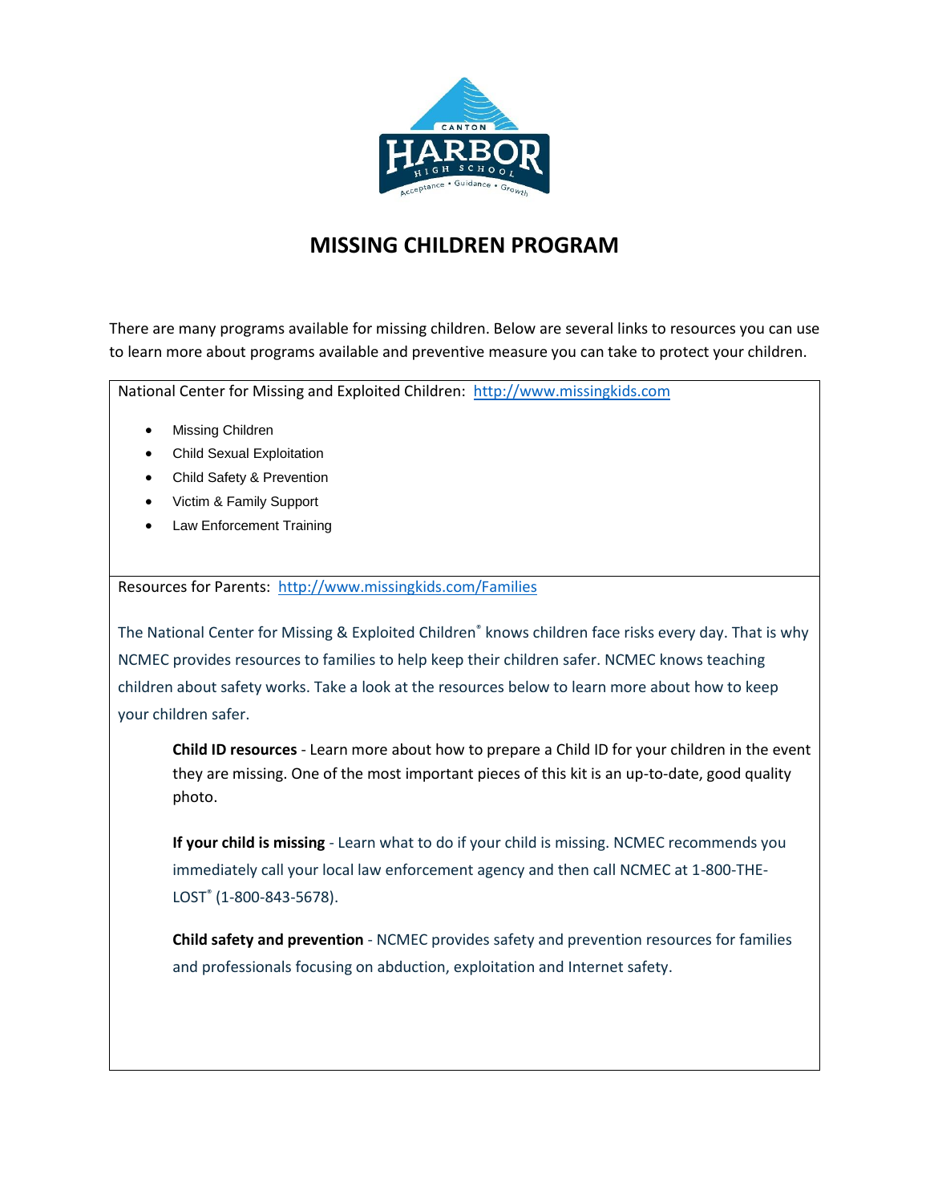# MISSING CHILDREN PROGRAM

There are many programs available for missing children. Below are several links to resources you can use to learn more about programs available and preventive measure you can take to protect your children.

National Center for Missing and Exploited Children: http://www.missingkids.com

- Missing Children
- Child Sexual Exploitation
- Child Safety & Prevention
- Victim & Family Support
- Law Enforcement Training

Resources for Parents: http://www.missingkids.com/Families

The National Center for Missing & Exploited Children® knows children face risks every day. That is why NCMEC provides resources to families to help keep their children safer. NCMEC knows teaching children about safety works. Take a look at the resources below to learn more about how to keep your children safer.

**Child ID resources** - Learn more about how to prepare a Child ID for your children in the event they are missing. One of the most important pieces of this kit is an up-to-date, good quality photo.

**If your child is missing** - Learn what to do if your child is missing. NCMEC recommends you immediately call your local law enforcement agency and then call NCMEC at 1-800-THE-LOST® (1-800-843-5678).

**Child safety and prevention** - NCMEC provides safety and prevention resources for families and professionals focusing on abduction, exploitation and Internet safety.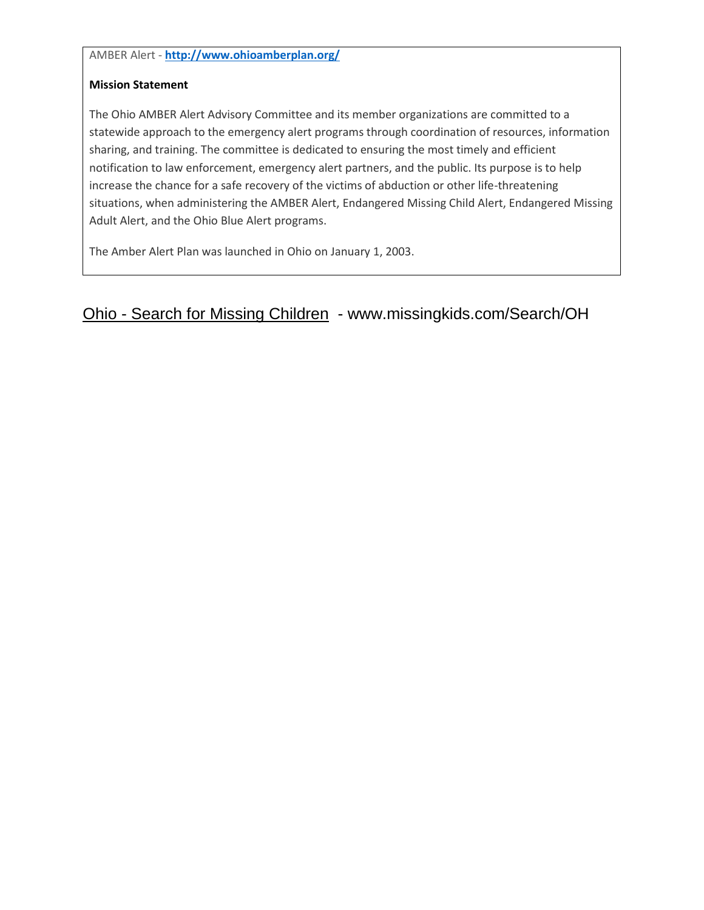AMBER Alert - **http://www.ohioamberplan.org/**

**Mission Statement**

The Ohio AMBER Alert Advisory Committee and its member organizations are committed to a statewide approach to the emergency alert programs through coordination of resources, information sharing, and training. The committee is dedicated to ensuring the most timely and efficient notification to law enforcement, emergency alert partners, and the public. Its purpose is to help increase the chance for a safe recovery of the victims of abduction or other life-threatening situations, when administering the AMBER Alert, Endangered Missing Child Alert, Endangered Missing Adult Alert, and the Ohio Blue Alert programs.

The Amber Alert Plan was launched in Ohio on January 1, 2003.

Ohio - Search for Missing Children - www.missingkids.com/Search/OH